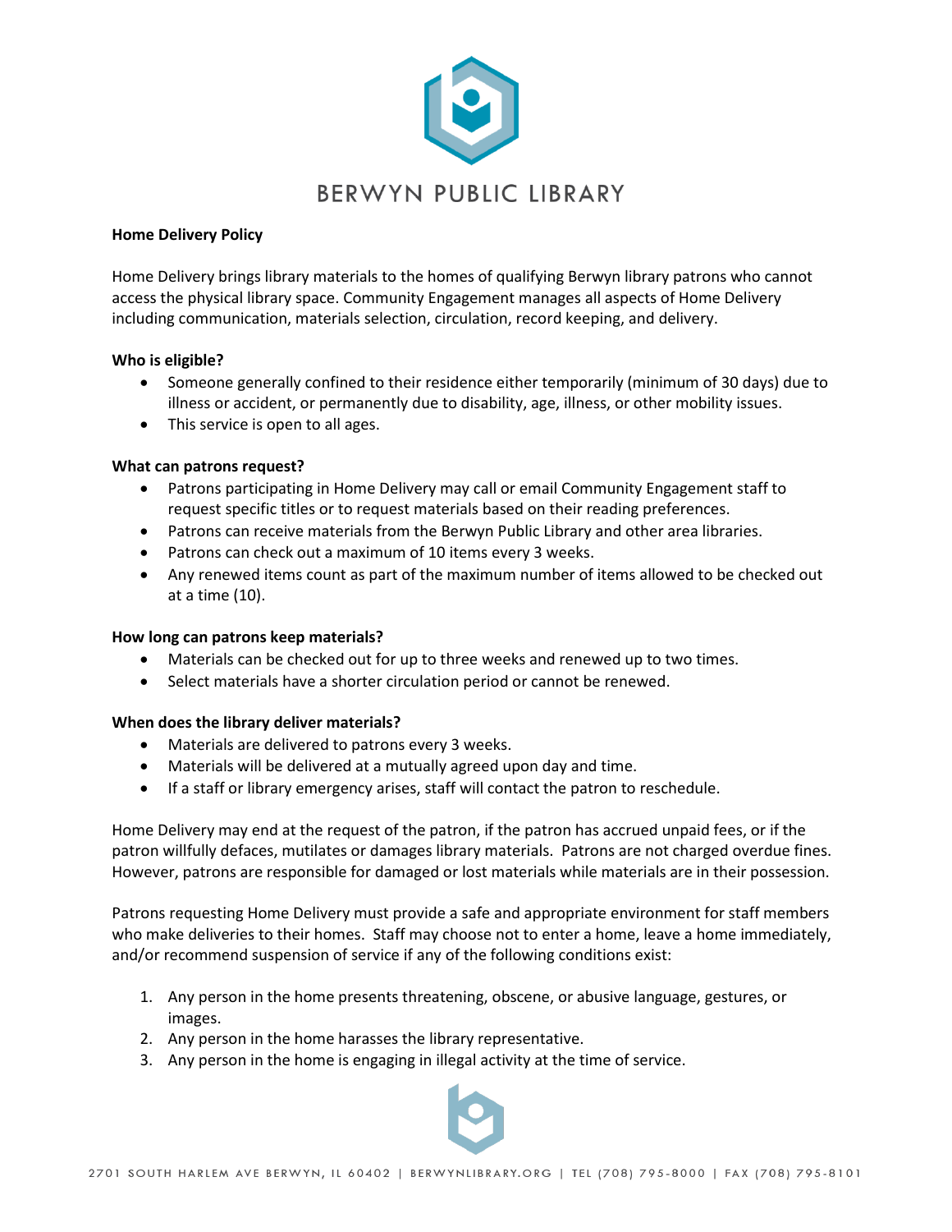# BERWYN PUBLIC LIBRARY

**Home Delivery Policy**

Home Delivery brings library materials to the homes of qualifying Berwyn library patrons who cannot access the physical library space. Community Engagement manages all aspects of Home Delivery including communication, materials selection, circulation, record keeping, and delivery.

**Who is eligible?**

- Someone generally confined to their residence either temporarily (minimum of 30 days) due to illness or accident, or permanently due to disability, age, illness, or other mobility issues.
- This service is open to all ages.

**What can patrons request?**

- Patrons participating in Home Delivery may call or email Community Engagement staff to request specific titles or to request materials based on their reading preferences.
- Patrons can receive materials from the Berwyn Public Library and other area libraries.
- Patrons can check out a maximum of 10 items every 3 weeks.
- Any renewed items count as part of the maximum number of items allowed to be checked out at a time (10).

**How long can patrons keep materials?**

- Materials can be checked out for up to three weeks and renewed up to two times.
- Select materials have a shorter circulation period or cannot be renewed.

**When does the library deliver materials?**

- Materials are delivered to patrons every 3 weeks.
- Materials will be delivered at a mutually agreed upon day and time.
- If a staff or library emergency arises, staff will contact the patron to reschedule.

Home Delivery may end at the request of the patron, if the patron has accrued unpaid fees, or if the patron willfully defaces, mutilates or damages library materials. Patrons are not charged overdue fines. However, patrons are responsible for damaged or lost materials while materials are in their possession.

Patrons requesting Home Delivery must provide a safe and appropriate environment for staff members who make deliveries to their homes. Staff may choose not to enter a home, leave a home immediately, and/or recommend suspension of service if any of the following conditions exist:

1. Any person in the home presents threatening, obscene, or abusive language, gestures, or images.
2. Any person in the home harasses the library representative.
3. Any person in the home is engaging in illegal activity at the time of service.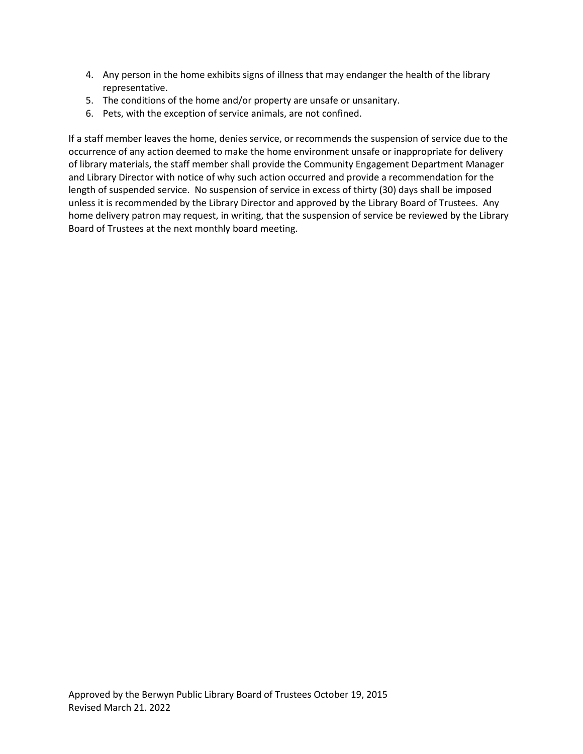4. Any person in the home exhibits signs of illness that may endanger the health of the library representative.
5. The conditions of the home and/or property are unsafe or unsanitary.
6. Pets, with the exception of service animals, are not confined.

If a staff member leaves the home, denies service, or recommends the suspension of service due to the occurrence of any action deemed to make the home environment unsafe or inappropriate for delivery of library materials, the staff member shall provide the Community Engagement Department Manager and Library Director with notice of why such action occurred and provide a recommendation for the length of suspended service. No suspension of service in excess of thirty (30) days shall be imposed unless it is recommended by the Library Director and approved by the Library Board of Trustees. Any home delivery patron may request, in writing, that the suspension of service be reviewed by the Library Board of Trustees at the next monthly board meeting.

Approved by the Berwyn Public Library Board of Trustees October 19, 2015
Revised March 21. 2022